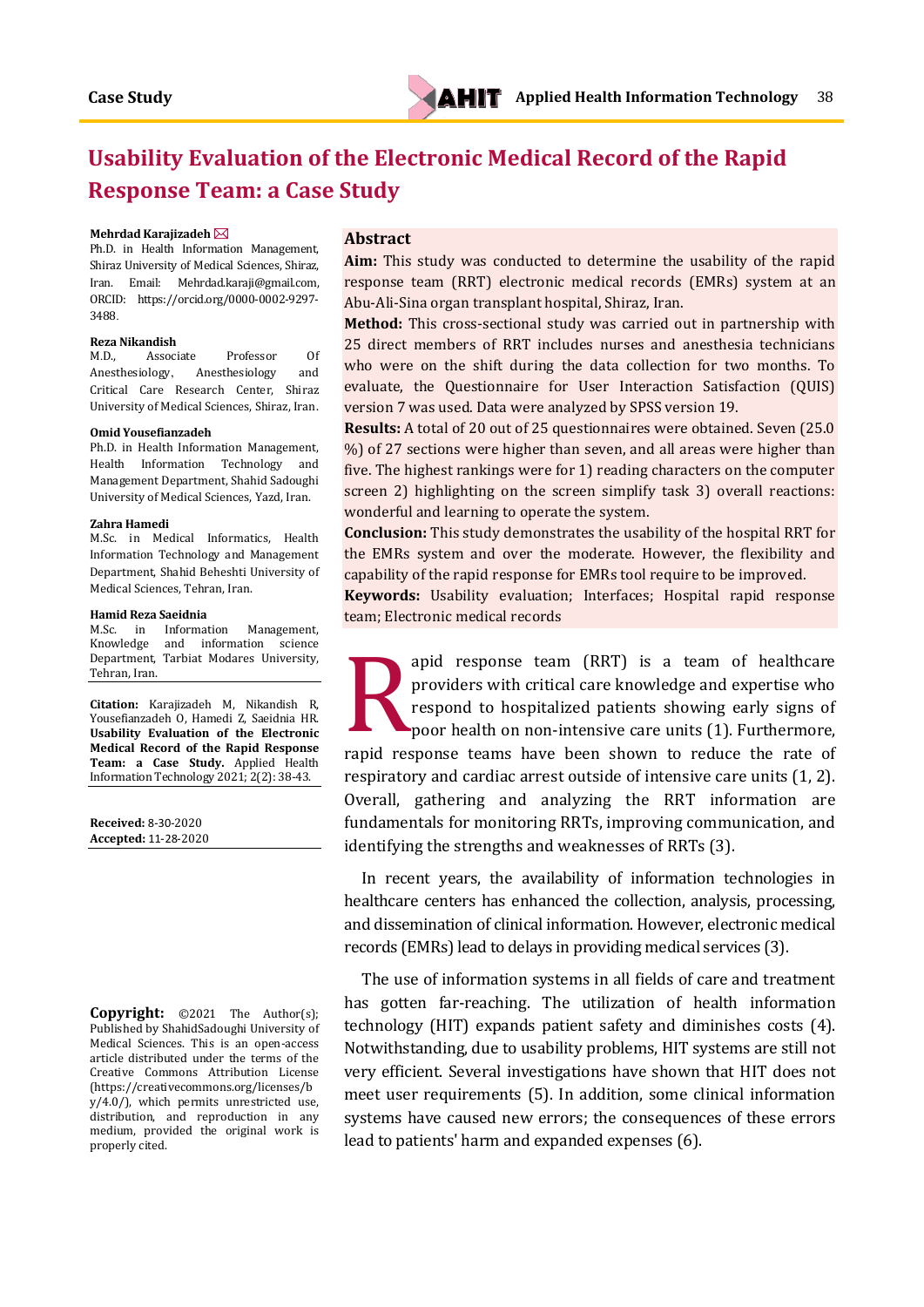Case Study

# Usability Evaluation of the Electronic Medical Record of the Rapid Response Team: a Case Study

**Mehrdad Karajizadeh**
Ph.D. in Health Information Management, Shiraz University of Medical Sciences, Shiraz, Iran. Email: Mehrdad.karaji@gmail.com, ORCID: https://orcid.org/0000-0002-9297-3488.

**Reza Nikandish**
M.D., Associate Professor Of Anesthesiology, Anesthesiology and Critical Care Research Center, Shiraz University of Medical Sciences, Shiraz, Iran.

**Omid Yousefianzadeh**
Ph.D. in Health Information Management, Health Information Technology and Management Department, Shahid Sadoughi University of Medical Sciences, Yazd, Iran.

**Zahra Hamedi**
M.Sc. in Medical Informatics, Health Information Technology and Management Department, Shahid Beheshti University of Medical Sciences, Tehran, Iran.

**Hamid Reza Saeidnia**
M.Sc. in Information Management, Knowledge and information science Department, Tarbiat Modares University, Tehran, Iran.

**Citation:** Karajizadeh M, Nikandish R, Yousefianzadeh O, Hamedi Z, Saeidnia HR. **Usability Evaluation of the Electronic Medical Record of the Rapid Response Team: a Case Study.** Applied Health Information Technology 2021; 2(2): 38-43.

**Received:** 8-30-2020
**Accepted:** 11-28-2020

**Copyright:** ©2021 The Author(s); Published by ShahidSadoughi University of Medical Sciences. This is an open-access article distributed under the terms of the Creative Commons Attribution License (https://creativecommons.org/licenses/by/4.0/), which permits unrestricted use, distribution, and reproduction in any medium, provided the original work is properly cited.

## Abstract

**Aim:** This study was conducted to determine the usability of the rapid response team (RRT) electronic medical records (EMRs) system at an Abu-Ali-Sina organ transplant hospital, Shiraz, Iran.

**Method:** This cross-sectional study was carried out in partnership with 25 direct members of RRT includes nurses and anesthesia technicians who were on the shift during the data collection for two months. To evaluate, the Questionnaire for User Interaction Satisfaction (QUIS) version 7 was used. Data were analyzed by SPSS version 19.

**Results:** A total of 20 out of 25 questionnaires were obtained. Seven (25.0 %) of 27 sections were higher than seven, and all areas were higher than five. The highest rankings were for 1) reading characters on the computer screen 2) highlighting on the screen simplify task 3) overall reactions: wonderful and learning to operate the system.

**Conclusion:** This study demonstrates the usability of the hospital RRT for the EMRs system and over the moderate. However, the flexibility and capability of the rapid response for EMRs tool require to be improved.

**Keywords:** Usability evaluation; Interfaces; Hospital rapid response team; Electronic medical records

Rapid response team (RRT) is a team of healthcare providers with critical care knowledge and expertise who respond to hospitalized patients showing early signs of poor health on non-intensive care units (1). Furthermore, rapid response teams have been shown to reduce the rate of respiratory and cardiac arrest outside of intensive care units (1, 2). Overall, gathering and analyzing the RRT information are fundamentals for monitoring RRTs, improving communication, and identifying the strengths and weaknesses of RRTs (3).

In recent years, the availability of information technologies in healthcare centers has enhanced the collection, analysis, processing, and dissemination of clinical information. However, electronic medical records (EMRs) lead to delays in providing medical services (3).

The use of information systems in all fields of care and treatment has gotten far-reaching. The utilization of health information technology (HIT) expands patient safety and diminishes costs (4). Notwithstanding, due to usability problems, HIT systems are still not very efficient. Several investigations have shown that HIT does not meet user requirements (5). In addition, some clinical information systems have caused new errors; the consequences of these errors lead to patients' harm and expanded expenses (6).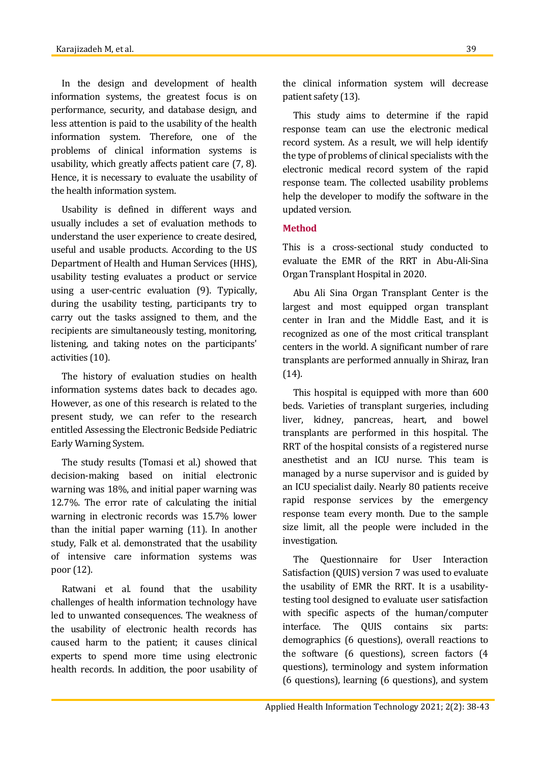In the design and development of health information systems, the greatest focus is on performance, security, and database design, and less attention is paid to the usability of the health information system. Therefore, one of the problems of clinical information systems is usability, which greatly affects patient care (7, 8). Hence, it is necessary to evaluate the usability of the health information system.

Usability is defined in different ways and usually includes a set of evaluation methods to understand the user experience to create desired, useful and usable products. According to the US Department of Health and Human Services (HHS), usability testing evaluates a product or service using a user-centric evaluation (9). Typically, during the usability testing, participants try to carry out the tasks assigned to them, and the recipients are simultaneously testing, monitoring, listening, and taking notes on the participants' activities (10).

The history of evaluation studies on health information systems dates back to decades ago. However, as one of this research is related to the present study, we can refer to the research entitled Assessing the Electronic Bedside Pediatric Early Warning System.

The study results (Tomasi et al.) showed that decision-making based on initial electronic warning was 18%, and initial paper warning was 12.7%. The error rate of calculating the initial warning in electronic records was 15.7% lower than the initial paper warning (11). In another study, Falk et al. demonstrated that the usability of intensive care information systems was poor (12).

Ratwani et al. found that the usability challenges of health information technology have led to unwanted consequences. The weakness of the usability of electronic health records has caused harm to the patient; it causes clinical experts to spend more time using electronic health records. In addition, the poor usability of the clinical information system will decrease patient safety (13).

This study aims to determine if the rapid response team can use the electronic medical record system. As a result, we will help identify the type of problems of clinical specialists with the electronic medical record system of the rapid response team. The collected usability problems help the developer to modify the software in the updated version.

## Method

This is a cross-sectional study conducted to evaluate the EMR of the RRT in Abu-Ali-Sina Organ Transplant Hospital in 2020.

Abu Ali Sina Organ Transplant Center is the largest and most equipped organ transplant center in Iran and the Middle East, and it is recognized as one of the most critical transplant centers in the world. A significant number of rare transplants are performed annually in Shiraz, Iran (14).

This hospital is equipped with more than 600 beds. Varieties of transplant surgeries, including liver, kidney, pancreas, heart, and bowel transplants are performed in this hospital. The RRT of the hospital consists of a registered nurse anesthetist and an ICU nurse. This team is managed by a nurse supervisor and is guided by an ICU specialist daily. Nearly 80 patients receive rapid response services by the emergency response team every month. Due to the sample size limit, all the people were included in the investigation.

The Questionnaire for User Interaction Satisfaction (QUIS) version 7 was used to evaluate the usability of EMR the RRT. It is a usability-testing tool designed to evaluate user satisfaction with specific aspects of the human/computer interface. The QUIS contains six parts: demographics (6 questions), overall reactions to the software (6 questions), screen factors (4 questions), terminology and system information (6 questions), learning (6 questions), and system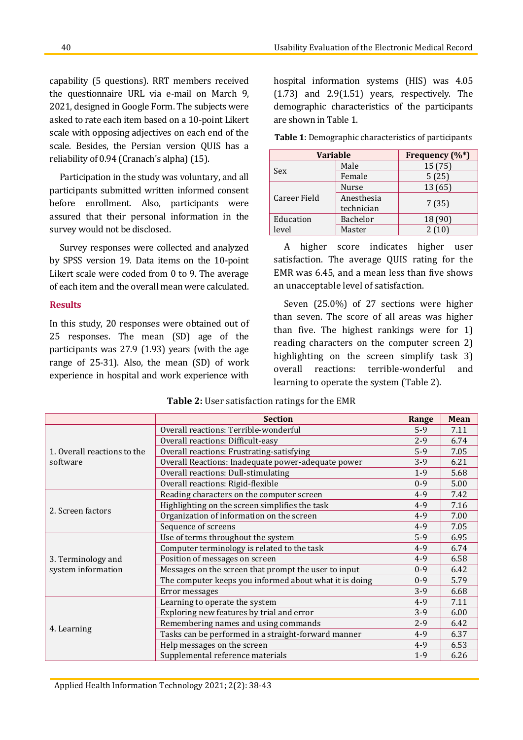capability (5 questions). RRT members received the questionnaire URL via e-mail on March 9, 2021, designed in Google Form. The subjects were asked to rate each item based on a 10-point Likert scale with opposing adjectives on each end of the scale. Besides, the Persian version QUIS has a reliability of 0.94 (Cranach's alpha) (15).

Participation in the study was voluntary, and all participants submitted written informed consent before enrollment. Also, participants were assured that their personal information in the survey would not be disclosed.

Survey responses were collected and analyzed by SPSS version 19. Data items on the 10-point Likert scale were coded from 0 to 9. The average of each item and the overall mean were calculated.

## Results

In this study, 20 responses were obtained out of 25 responses. The mean (SD) age of the participants was 27.9 (1.93) years (with the age range of 25-31). Also, the mean (SD) of work experience in hospital and work experience with hospital information systems (HIS) was 4.05 (1.73) and 2.9(1.51) years, respectively. The demographic characteristics of the participants are shown in Table 1.

**Table 1**: Demographic characteristics of participants

| Variable | | Frequency (%*) |
|---|---|---|
| Sex | Male | 15 (75) |
| | Female | 5 (25) |
| Career Field | Nurse | 13 (65) |
| | Anesthesia technician | 7 (35) |
| Education level | Bachelor | 18 (90) |
| | Master | 2 (10) |

A higher score indicates higher user satisfaction. The average QUIS rating for the EMR was 6.45, and a mean less than five shows an unacceptable level of satisfaction.

Seven (25.0%) of 27 sections were higher than seven. The score of all areas was higher than five. The highest rankings were for 1) reading characters on the computer screen 2) highlighting on the screen simplify task 3) overall reactions: terrible-wonderful and learning to operate the system (Table 2).

**Table 2:** User satisfaction ratings for the EMR

| | Section | Range | Mean |
|---|---|---|---|
| 1. Overall reactions to the software | Overall reactions: Terrible-wonderful | 5-9 | 7.11 |
| | Overall reactions: Difficult-easy | 2-9 | 6.74 |
| | Overall reactions: Frustrating-satisfying | 5-9 | 7.05 |
| | Overall Reactions: Inadequate power-adequate power | 3-9 | 6.21 |
| | Overall reactions: Dull-stimulating | 1-9 | 5.68 |
| | Overall reactions: Rigid-flexible | 0-9 | 5.00 |
| 2. Screen factors | Reading characters on the computer screen | 4-9 | 7.42 |
| | Highlighting on the screen simplifies the task | 4-9 | 7.16 |
| | Organization of information on the screen | 4-9 | 7.00 |
| | Sequence of screens | 4-9 | 7.05 |
| 3. Terminology and system information | Use of terms throughout the system | 5-9 | 6.95 |
| | Computer terminology is related to the task | 4-9 | 6.74 |
| | Position of messages on screen | 4-9 | 6.58 |
| | Messages on the screen that prompt the user to input | 0-9 | 6.42 |
| | The computer keeps you informed about what it is doing | 0-9 | 5.79 |
| | Error messages | 3-9 | 6.68 |
| 4. Learning | Learning to operate the system | 4-9 | 7.11 |
| | Exploring new features by trial and error | 3-9 | 6.00 |
| | Remembering names and using commands | 2-9 | 6.42 |
| | Tasks can be performed in a straight-forward manner | 4-9 | 6.37 |
| | Help messages on the screen | 4-9 | 6.53 |
| | Supplemental reference materials | 1-9 | 6.26 |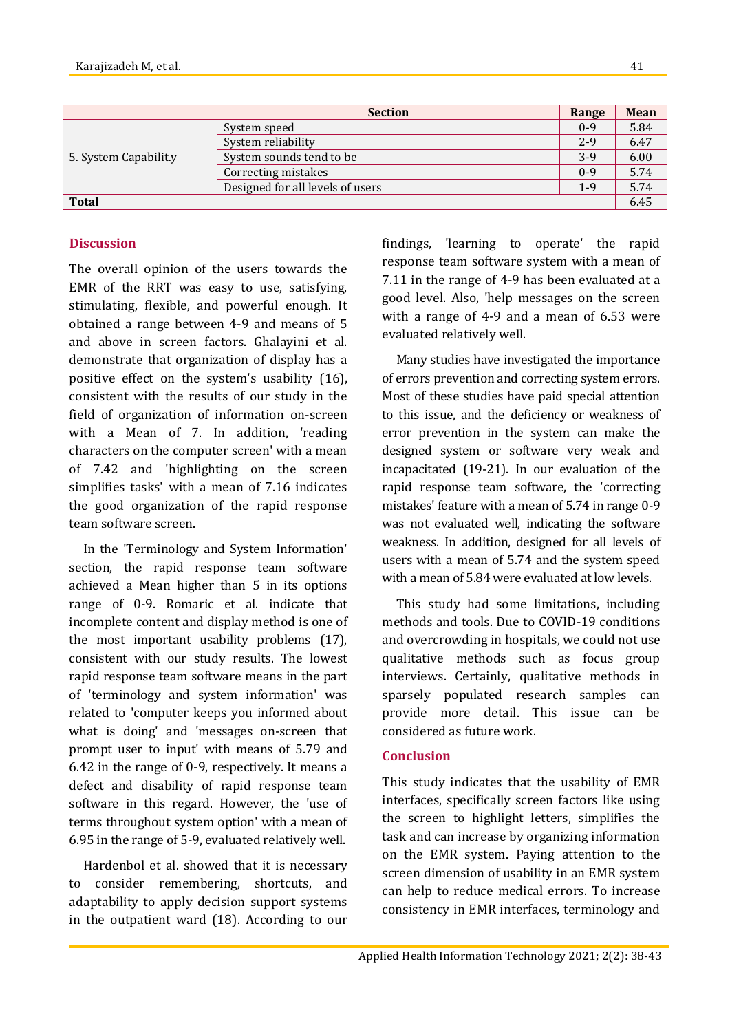| | Section | Range | Mean |
|---|---|---|---|
| 5. System Capabilit.y | System speed | 0-9 | 5.84 |
| | System reliability | 2-9 | 6.47 |
| | System sounds tend to be | 3-9 | 6.00 |
| | Correcting mistakes | 0-9 | 5.74 |
| | Designed for all levels of users | 1-9 | 5.74 |
| **Total** | | | 6.45 |

## Discussion

The overall opinion of the users towards the EMR of the RRT was easy to use, satisfying, stimulating, flexible, and powerful enough. It obtained a range between 4-9 and means of 5 and above in screen factors. Ghalayini et al. demonstrate that organization of display has a positive effect on the system's usability (16), consistent with the results of our study in the field of organization of information on-screen with a Mean of 7. In addition, 'reading characters on the computer screen' with a mean of 7.42 and 'highlighting on the screen simplifies tasks' with a mean of 7.16 indicates the good organization of the rapid response team software screen.

In the 'Terminology and System Information' section, the rapid response team software achieved a Mean higher than 5 in its options range of 0-9. Romaric et al. indicate that incomplete content and display method is one of the most important usability problems (17), consistent with our study results. The lowest rapid response team software means in the part of 'terminology and system information' was related to 'computer keeps you informed about what is doing' and 'messages on-screen that prompt user to input' with means of 5.79 and 6.42 in the range of 0-9, respectively. It means a defect and disability of rapid response team software in this regard. However, the 'use of terms throughout system option' with a mean of 6.95 in the range of 5-9, evaluated relatively well.

Hardenbol et al. showed that it is necessary to consider remembering, shortcuts, and adaptability to apply decision support systems in the outpatient ward (18). According to our findings, 'learning to operate' the rapid response team software system with a mean of 7.11 in the range of 4-9 has been evaluated at a good level. Also, 'help messages on the screen with a range of 4-9 and a mean of 6.53 were evaluated relatively well.

Many studies have investigated the importance of errors prevention and correcting system errors. Most of these studies have paid special attention to this issue, and the deficiency or weakness of error prevention in the system can make the designed system or software very weak and incapacitated (19-21). In our evaluation of the rapid response team software, the 'correcting mistakes' feature with a mean of 5.74 in range 0-9 was not evaluated well, indicating the software weakness. In addition, designed for all levels of users with a mean of 5.74 and the system speed with a mean of 5.84 were evaluated at low levels.

This study had some limitations, including methods and tools. Due to COVID-19 conditions and overcrowding in hospitals, we could not use qualitative methods such as focus group interviews. Certainly, qualitative methods in sparsely populated research samples can provide more detail. This issue can be considered as future work.

## Conclusion

This study indicates that the usability of EMR interfaces, specifically screen factors like using the screen to highlight letters, simplifies the task and can increase by organizing information on the EMR system. Paying attention to the screen dimension of usability in an EMR system can help to reduce medical errors. To increase consistency in EMR interfaces, terminology and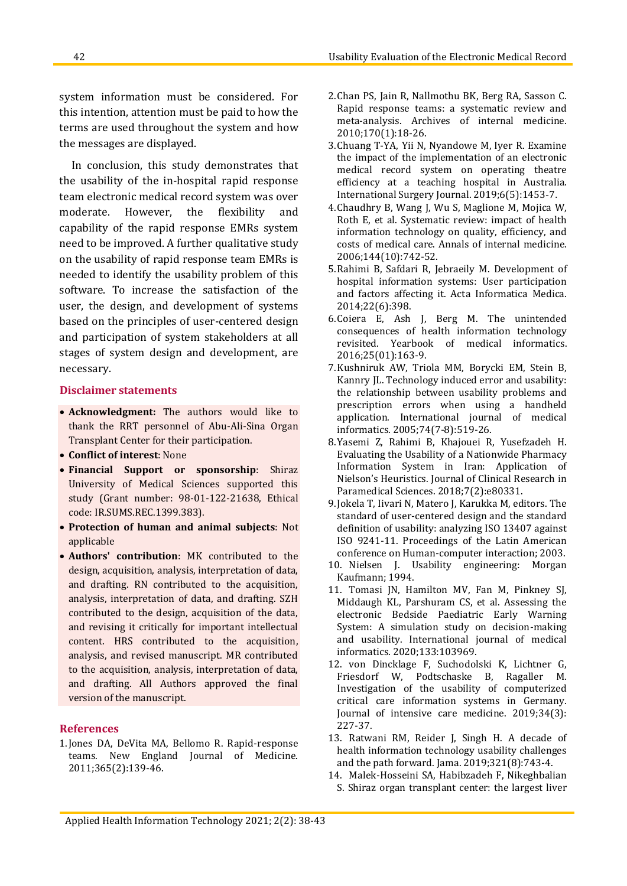system information must be considered. For this intention, attention must be paid to how the terms are used throughout the system and how the messages are displayed.

In conclusion, this study demonstrates that the usability of the in-hospital rapid response team electronic medical record system was over moderate. However, the flexibility and capability of the rapid response EMRs system need to be improved. A further qualitative study on the usability of rapid response team EMRs is needed to identify the usability problem of this software. To increase the satisfaction of the user, the design, and development of systems based on the principles of user-centered design and participation of system stakeholders at all stages of system design and development, are necessary.

## Disclaimer statements

- **Acknowledgment:** The authors would like to thank the RRT personnel of Abu-Ali-Sina Organ Transplant Center for their participation.
- **Conflict of interest**: None
- **Financial Support or sponsorship**: Shiraz University of Medical Sciences supported this study (Grant number: 98-01-122-21638, Ethical code: IR.SUMS.REC.1399.383).
- **Protection of human and animal subjects**: Not applicable
- **Authors' contribution**: MK contributed to the design, acquisition, analysis, interpretation of data, and drafting. RN contributed to the acquisition, analysis, interpretation of data, and drafting. SZH contributed to the design, acquisition of the data, and revising it critically for important intellectual content. HRS contributed to the acquisition, analysis, and revised manuscript. MR contributed to the acquisition, analysis, interpretation of data, and drafting. All Authors approved the final version of the manuscript.

## References

1. Jones DA, DeVita MA, Bellomo R. Rapid-response teams. New England Journal of Medicine. 2011;365(2):139-46.
2. Chan PS, Jain R, Nallmothu BK, Berg RA, Sasson C. Rapid response teams: a systematic review and meta-analysis. Archives of internal medicine. 2010;170(1):18-26.
3. Chuang T-YA, Yii N, Nyandowe M, Iyer R. Examine the impact of the implementation of an electronic medical record system on operating theatre efficiency at a teaching hospital in Australia. International Surgery Journal. 2019;6(5):1453-7.
4. Chaudhry B, Wang J, Wu S, Maglione M, Mojica W, Roth E, et al. Systematic review: impact of health information technology on quality, efficiency, and costs of medical care. Annals of internal medicine. 2006;144(10):742-52.
5. Rahimi B, Safdari R, Jebraeily M. Development of hospital information systems: User participation and factors affecting it. Acta Informatica Medica. 2014;22(6):398.
6. Coiera E, Ash J, Berg M. The unintended consequences of health information technology revisited. Yearbook of medical informatics. 2016;25(01):163-9.
7. Kushniruk AW, Triola MM, Borycki EM, Stein B, Kannry JL. Technology induced error and usability: the relationship between usability problems and prescription errors when using a handheld application. International journal of medical informatics. 2005;74(7-8):519-26.
8. Yasemi Z, Rahimi B, Khajouei R, Yusefzadeh H. Evaluating the Usability of a Nationwide Pharmacy Information System in Iran: Application of Nielson's Heuristics. Journal of Clinical Research in Paramedical Sciences. 2018;7(2):e80331.
9. Jokela T, Iivari N, Matero J, Karukka M, editors. The standard of user-centered design and the standard definition of usability: analyzing ISO 13407 against ISO 9241-11. Proceedings of the Latin American conference on Human-computer interaction; 2003.
10. Nielsen J. Usability engineering: Morgan Kaufmann; 1994.
11. Tomasi JN, Hamilton MV, Fan M, Pinkney SJ, Middaugh KL, Parshuram CS, et al. Assessing the electronic Bedside Paediatric Early Warning System: A simulation study on decision-making and usability. International journal of medical informatics. 2020;133:103969.
12. von Dincklage F, Suchodolski K, Lichtner G, Friesdorf W, Podtschaske B, Ragaller M. Investigation of the usability of computerized critical care information systems in Germany. Journal of intensive care medicine. 2019;34(3): 227-37.
13. Ratwani RM, Reider J, Singh H. A decade of health information technology usability challenges and the path forward. Jama. 2019;321(8):743-4.
14. Malek-Hosseini SA, Habibzadeh F, Nikeghbalian S. Shiraz organ transplant center: the largest liver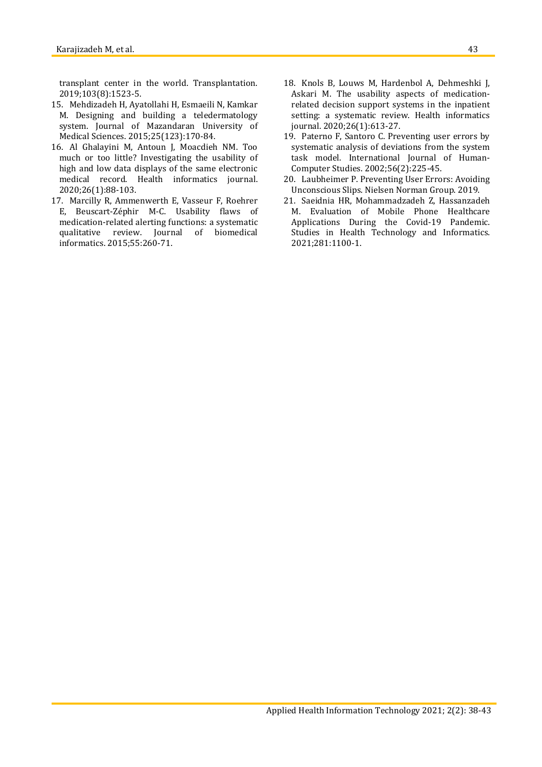transplant center in the world. Transplantation. 2019;103(8):1523-5.

15. Mehdizadeh H, Ayatollahi H, Esmaeili N, Kamkar M. Designing and building a teledermatology system. Journal of Mazandaran University of Medical Sciences. 2015;25(123):170-84.
16. Al Ghalayini M, Antoun J, Moacdieh NM. Too much or too little? Investigating the usability of high and low data displays of the same electronic medical record. Health informatics journal. 2020;26(1):88-103.
17. Marcilly R, Ammenwerth E, Vasseur F, Roehrer E, Beuscart-Zéphir M-C. Usability flaws of medication-related alerting functions: a systematic qualitative review. Journal of biomedical informatics. 2015;55:260-71.
18. Knols B, Louws M, Hardenbol A, Dehmeshki J, Askari M. The usability aspects of medication-related decision support systems in the inpatient setting: a systematic review. Health informatics journal. 2020;26(1):613-27.
19. Paterno F, Santoro C. Preventing user errors by systematic analysis of deviations from the system task model. International Journal of Human-Computer Studies. 2002;56(2):225-45.
20. Laubheimer P. Preventing User Errors: Avoiding Unconscious Slips. Nielsen Norman Group. 2019.
21. Saeidnia HR, Mohammadzadeh Z, Hassanzadeh M. Evaluation of Mobile Phone Healthcare Applications During the Covid-19 Pandemic. Studies in Health Technology and Informatics. 2021;281:1100-1.